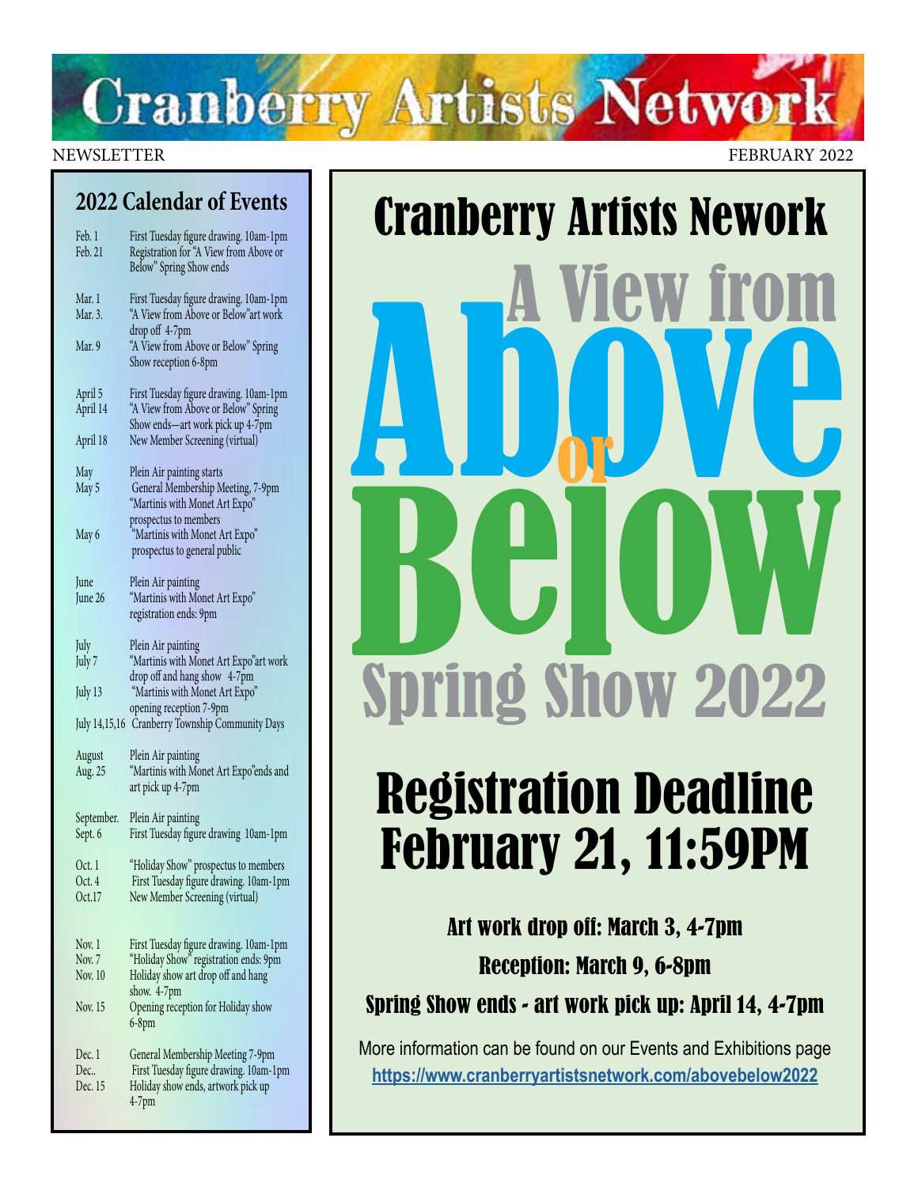# Cranberry Artists Network

NEWSLETTER FEBRUARY 2022

## 2022 Calendar of Events

| | |
|---|---|
| Feb. 1 | First Tuesday figure drawing. 10am-1pm |
| Feb. 21 | Registration for "A View from Above or Below" Spring Show ends |
| Mar. 1 | First Tuesday figure drawing. 10am-1pm |
| Mar. 3. | "A View from Above or Below"art work drop off 4-7pm |
| Mar. 9 | "A View from Above or Below" Spring Show reception 6-8pm |
| April 5 | First Tuesday figure drawing. 10am-1pm |
| April 14 | "A View from Above or Below" Spring Show ends—art work pick up 4-7pm |
| April 18 | New Member Screening (virtual) |
| May | Plein Air painting starts |
| May 5 | General Membership Meeting, 7-9pm "Martinis with Monet Art Expo" prospectus to members |
| May 6 | "Martinis with Monet Art Expo" prospectus to general public |
| June | Plein Air painting |
| June 26 | "Martinis with Monet Art Expo" registration ends: 9pm |
| July | Plein Air painting |
| July 7 | "Martinis with Monet Art Expo"art work drop off and hang show 4-7pm |
| July 13 | "Martinis with Monet Art Expo" opening reception 7-9pm |
| July 14,15,16 | Cranberry Township Community Days |
| August | Plein Air painting |
| Aug. 25 | "Martinis with Monet Art Expo"ends and art pick up 4-7pm |
| September. | Plein Air painting |
| Sept. 6 | First Tuesday figure drawing 10am-1pm |
| Oct. 1 | "Holiday Show" prospectus to members |
| Oct. 4 | First Tuesday figure drawing. 10am-1pm |
| Oct.17 | New Member Screening (virtual) |
| Nov. 1 | First Tuesday figure drawing. 10am-1pm |
| Nov. 7 | "Holiday Show" registration ends: 9pm |
| Nov. 10 | Holiday show art drop off and hang show. 4-7pm |
| Nov. 15 | Opening reception for Holiday show 6-8pm |
| Dec. 1 | General Membership Meeting 7-9pm |
| Dec.. | First Tuesday figure drawing. 10am-1pm |
| Dec. 15 | Holiday show ends, artwork pick up 4-7pm |

# Cranberry Artists Nework

# A View from Above or Below

# Spring Show 2022

## Registration Deadline February 21, 11:59PM

**Art work drop off: March 3, 4-7pm**

**Reception: March 9, 6-8pm**

**Spring Show ends - art work pick up: April 14, 4-7pm**

More information can be found on our Events and Exhibitions page
**https://www.cranberryartistsnetwork.com/abovebelow2022**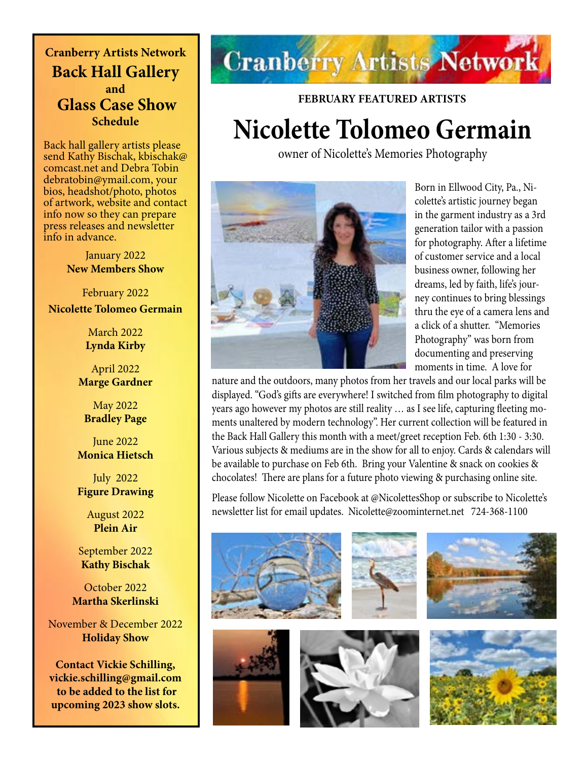**Cranberry Artists Network**

## Back Hall Gallery and Glass Case Show Schedule

Back hall gallery artists please send Kathy Bischak, kbischak@comcast.net and Debra Tobin debratobin@ymail.com, your bios, headshot/photo, photos of artwork, website and contact info now so they can prepare press releases and newsletter info in advance.

January 2022
**New Members Show**

February 2022
**Nicolette Tolomeo Germain**

March 2022
**Lynda Kirby**

April 2022
**Marge Gardner**

May 2022
**Bradley Page**

June 2022
**Monica Hietsch**

July 2022
**Figure Drawing**

August 2022
**Plein Air**

September 2022
**Kathy Bischak**

October 2022
**Martha Skerlinski**

November & December 2022
**Holiday Show**

**Contact Vickie Schilling, vickie.schilling@gmail.com to be added to the list for upcoming 2023 show slots.**

# Cranberry Artists Network

**FEBRUARY FEATURED ARTISTS**

# Nicolette Tolomeo Germain

owner of Nicolette's Memories Photography

Born in Ellwood City, Pa., Nicolette's artistic journey began in the garment industry as a 3rd generation tailor with a passion for photography. After a lifetime of customer service and a local business owner, following her dreams, led by faith, life's journey continues to bring blessings thru the eye of a camera lens and a click of a shutter. "Memories Photography" was born from documenting and preserving moments in time. A love for nature and the outdoors, many photos from her travels and our local parks will be displayed. "God's gifts are everywhere! I switched from film photography to digital years ago however my photos are still reality … as I see life, capturing fleeting moments unaltered by modern technology". Her current collection will be featured in the Back Hall Gallery this month with a meet/greet reception Feb. 6th 1:30 - 3:30. Various subjects & mediums are in the show for all to enjoy. Cards & calendars will be available to purchase on Feb 6th. Bring your Valentine & snack on cookies & chocolates! There are plans for a future photo viewing & purchasing online site.

Please follow Nicolette on Facebook at @NicolettesShop or subscribe to Nicolette's newsletter list for email updates. Nicolette@zoominternet.net 724-368-1100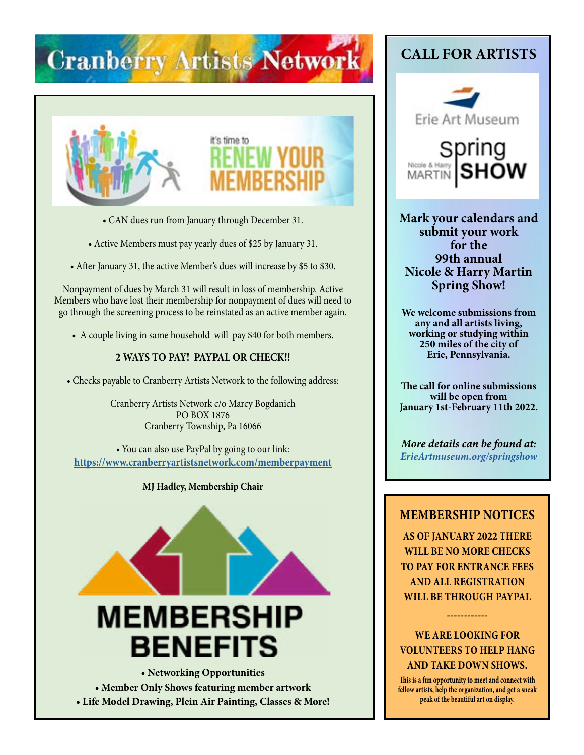# Cranberry Artists Network

it's time to RENEW YOUR MEMBERSHIP

- CAN dues run from January through December 31.
- Active Members must pay yearly dues of $25 by January 31.
- After January 31, the active Member's dues will increase by $5 to $30.

Nonpayment of dues by March 31 will result in loss of membership. Active Members who have lost their membership for nonpayment of dues will need to go through the screening process to be reinstated as an active member again.

- A couple living in same household will pay $40 for both members.

**2 WAYS TO PAY! PAYPAL OR CHECK!!**

- Checks payable to Cranberry Artists Network to the following address:

Cranberry Artists Network c/o Marcy Bogdanich
PO BOX 1876
Cranberry Township, Pa 16066

- You can also use PayPal by going to our link: **https://www.cranberryartistsnetwork.com/memberpayment**

**MJ Hadley, Membership Chair**

## MEMBERSHIP BENEFITS

- **Networking Opportunities**
- **Member Only Shows featuring member artwork**
- **Life Model Drawing, Plein Air Painting, Classes & More!**

## CALL FOR ARTISTS

Erie Art Museum

Nicole & Harry MARTIN Spring SHOW

**Mark your calendars and submit your work for the 99th annual Nicole & Harry Martin Spring Show!**

**We welcome submissions from any and all artists living, working or studying within 250 miles of the city of Erie, Pennsylvania.**

**The call for online submissions will be open from January 1st-February 11th 2022.**

***More details can be found at:*** *ErieArtmuseum.org/springshow*

## MEMBERSHIP NOTICES

**AS OF JANUARY 2022 THERE WILL BE NO MORE CHECKS TO PAY FOR ENTRANCE FEES AND ALL REGISTRATION WILL BE THROUGH PAYPAL**

------------

**WE ARE LOOKING FOR VOLUNTEERS TO HELP HANG AND TAKE DOWN SHOWS.**

**This is a fun opportunity to meet and connect with fellow artists, help the organization, and get a sneak peak of the beautiful art on display.**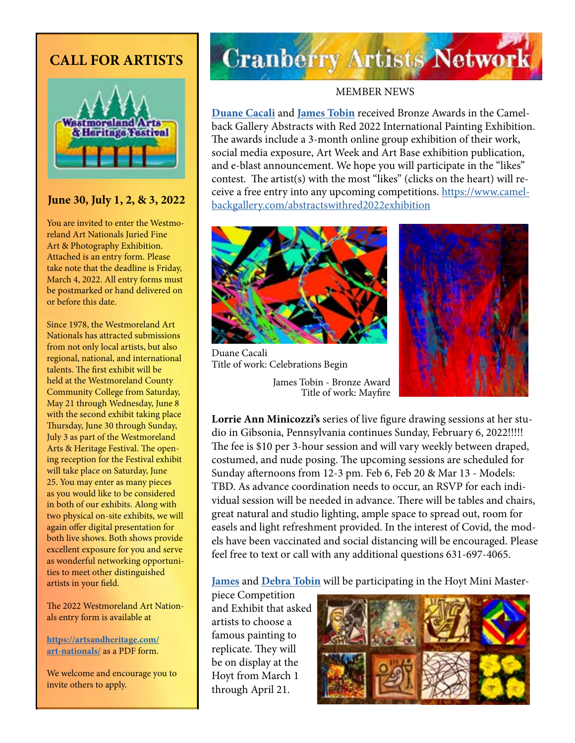# CALL FOR ARTISTS

### June 30, July 1, 2, & 3, 2022

You are invited to enter the Westmoreland Art Nationals Juried Fine Art & Photography Exhibition. Attached is an entry form. Please take note that the deadline is Friday, March 4, 2022. All entry forms must be postmarked or hand delivered on or before this date.

Since 1978, the Westmoreland Art Nationals has attracted submissions from not only local artists, but also regional, national, and international talents. The first exhibit will be held at the Westmoreland County Community College from Saturday, May 21 through Wednesday, June 8 with the second exhibit taking place Thursday, June 30 through Sunday, July 3 as part of the Westmoreland Arts & Heritage Festival. The opening reception for the Festival exhibit will take place on Saturday, June 25. You may enter as many pieces as you would like to be considered in both of our exhibits. Along with two physical on-site exhibits, we will again offer digital presentation for both live shows. Both shows provide excellent exposure for you and serve as wonderful networking opportunities to meet other distinguished artists in your field.

The 2022 Westmoreland Art Nationals entry form is available at

**https://artsandheritage.com/art-nationals/** as a PDF form.

We welcome and encourage you to invite others to apply.

# Cranberry Artists Network

MEMBER NEWS

**Duane Cacali** and **James Tobin** received Bronze Awards in the Camelback Gallery Abstracts with Red 2022 International Painting Exhibition. The awards include a 3-month online group exhibition of their work, social media exposure, Art Week and Art Base exhibition publication, and e-blast announcement. We hope you will participate in the "likes" contest. The artist(s) with the most "likes" (clicks on the heart) will receive a free entry into any upcoming competitions. https://www.camelbackgallery.com/abstractswithred2022exhibition

Duane Cacali
Title of work: Celebrations Begin

James Tobin - Bronze Award
Title of work: Mayfire

**Lorrie Ann Minicozzi's** series of live figure drawing sessions at her studio in Gibsonia, Pennsylvania continues Sunday, February 6, 2022!!!!! The fee is $10 per 3-hour session and will vary weekly between draped, costumed, and nude posing. The upcoming sessions are scheduled for Sunday afternoons from 12-3 pm. Feb 6, Feb 20 & Mar 13 - Models: TBD. As advance coordination needs to occur, an RSVP for each individual session will be needed in advance. There will be tables and chairs, great natural and studio lighting, ample space to spread out, room for easels and light refreshment provided. In the interest of Covid, the models have been vaccinated and social distancing will be encouraged. Please feel free to text or call with any additional questions 631-697-4065.

**James** and **Debra Tobin** will be participating in the Hoyt Mini Masterpiece Competition and Exhibit that asked artists to choose a famous painting to replicate. They will be on display at the Hoyt from March 1 through April 21.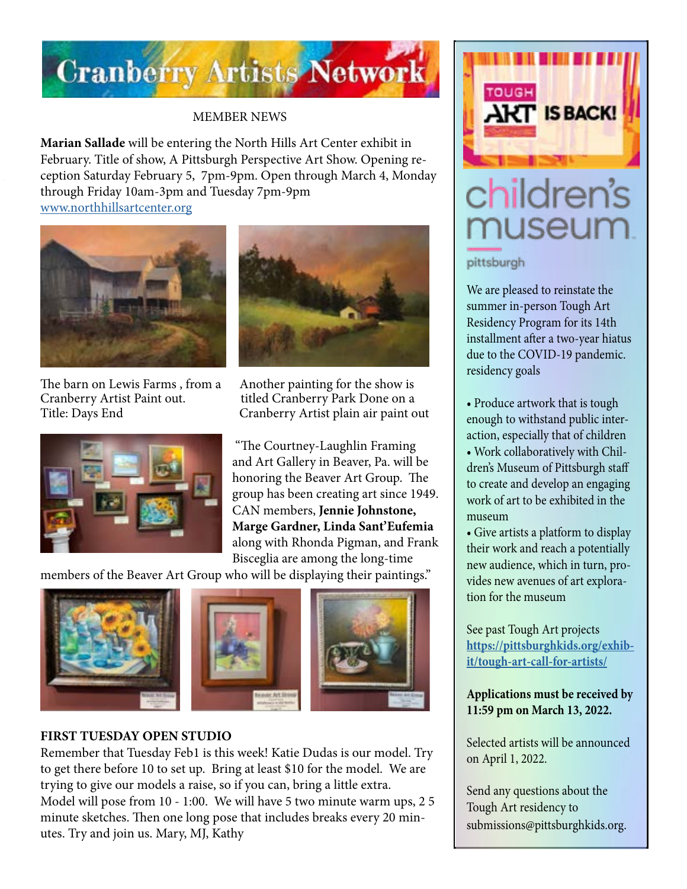# Cranberry Artists Network

MEMBER NEWS

**Marian Sallade** will be entering the North Hills Art Center exhibit in February. Title of show, A Pittsburgh Perspective Art Show. Opening reception Saturday February 5, 7pm-9pm. Open through March 4, Monday through Friday 10am-3pm and Tuesday 7pm-9pm
www.northhillsartcenter.org

The barn on Lewis Farms , from a Cranberry Artist Paint out. Title: Days End

Another painting for the show is titled Cranberry Park Done on a Cranberry Artist plain air paint out

"The Courtney-Laughlin Framing and Art Gallery in Beaver, Pa. will be honoring the Beaver Art Group. The group has been creating art since 1949. CAN members, **Jennie Johnstone, Marge Gardner, Linda Sant'Eufemia** along with Rhonda Pigman, and Frank Bisceglia are among the long-time members of the Beaver Art Group who will be displaying their paintings."

**FIRST TUESDAY OPEN STUDIO**

Remember that Tuesday Feb1 is this week! Katie Dudas is our model. Try to get there before 10 to set up. Bring at least $10 for the model. We are trying to give our models a raise, so if you can, bring a little extra. Model will pose from 10 - 1:00. We will have 5 two minute warm ups, 2 5 minute sketches. Then one long pose that includes breaks every 20 minutes. Try and join us. Mary, MJ, Kathy

---

TOUGH ART IS BACK!

children's museum pittsburgh

We are pleased to reinstate the summer in-person Tough Art Residency Program for its 14th installment after a two-year hiatus due to the COVID-19 pandemic. residency goals

- Produce artwork that is tough enough to withstand public interaction, especially that of children
- Work collaboratively with Children's Museum of Pittsburgh staff to create and develop an engaging work of art to be exhibited in the museum
- Give artists a platform to display their work and reach a potentially new audience, which in turn, provides new avenues of art exploration for the museum

See past Tough Art projects **https://pittsburghkids.org/exhibit/tough-art-call-for-artists/**

**Applications must be received by 11:59 pm on March 13, 2022.**

Selected artists will be announced on April 1, 2022.

Send any questions about the Tough Art residency to submissions@pittsburghkids.org.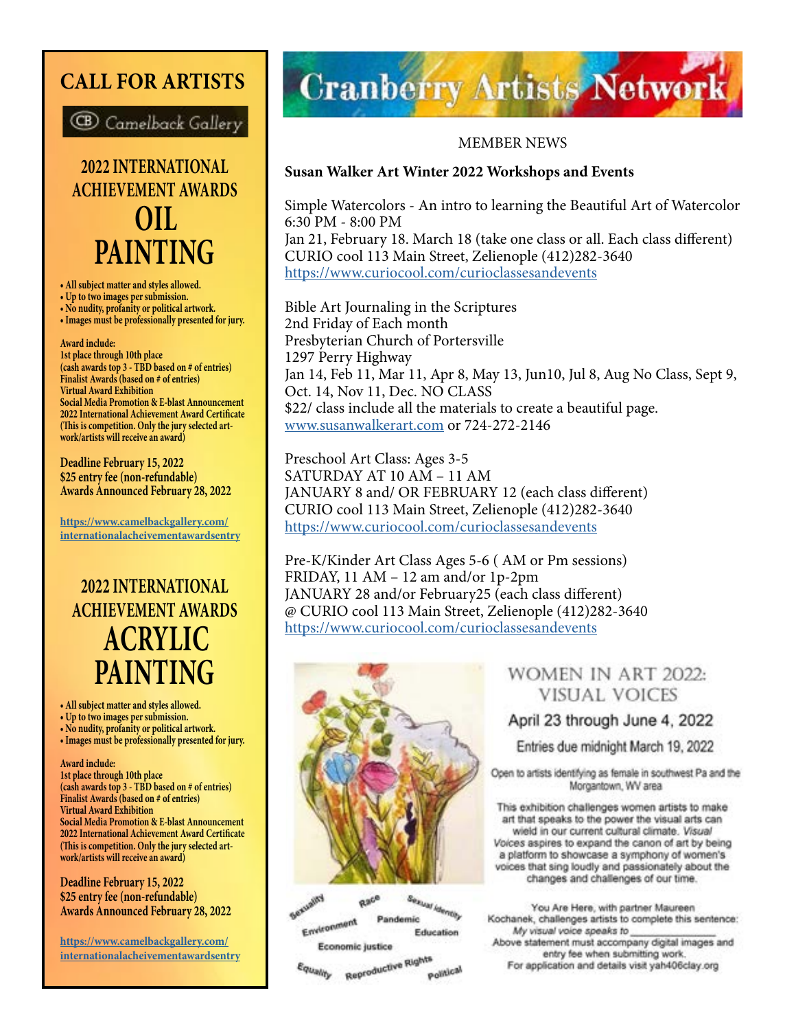# CALL FOR ARTISTS

Camelback Gallery

## 2022 INTERNATIONAL ACHIEVEMENT AWARDS OIL PAINTING

- All subject matter and styles allowed.
- Up to two images per submission.
- No nudity, profanity or political artwork.
- Images must be professionally presented for jury.

**Award include:**
1st place through 10th place
(cash awards top 3 - TBD based on # of entries)
Finalist Awards (based on # of entries)
Virtual Award Exhibition
Social Media Promotion & E-blast Announcement
2022 International Achievement Award Certificate
(This is competition. Only the jury selected artwork/artists will receive an award)

**Deadline February 15, 2022**
**$25 entry fee (non-refundable)**
**Awards Announced February 28, 2022**

https://www.camelbackgallery.com/internationalacheivementawardsentry

## 2022 INTERNATIONAL ACHIEVEMENT AWARDS ACRYLIC PAINTING

- All subject matter and styles allowed.
- Up to two images per submission.
- No nudity, profanity or political artwork.
- Images must be professionally presented for jury.

**Award include:**
1st place through 10th place
(cash awards top 3 - TBD based on # of entries)
Finalist Awards (based on # of entries)
Virtual Award Exhibition
Social Media Promotion & E-blast Announcement
2022 International Achievement Award Certificate
(This is competition. Only the jury selected artwork/artists will receive an award)

**Deadline February 15, 2022**
**$25 entry fee (non-refundable)**
**Awards Announced February 28, 2022**

https://www.camelbackgallery.com/internationalacheivementawardsentry

# Cranberry Artists Network

MEMBER NEWS

**Susan Walker Art Winter 2022 Workshops and Events**

Simple Watercolors - An intro to learning the Beautiful Art of Watercolor
6:30 PM - 8:00 PM
Jan 21, February 18. March 18 (take one class or all. Each class different)
CURIO cool 113 Main Street, Zelienople (412)282-3640
https://www.curiocool.com/curioclassesandevents

Bible Art Journaling in the Scriptures
2nd Friday of Each month
Presbyterian Church of Portersville
1297 Perry Highway
Jan 14, Feb 11, Mar 11, Apr 8, May 13, Jun10, Jul 8, Aug No Class, Sept 9, Oct. 14, Nov 11, Dec. NO CLASS
$22/ class include all the materials to create a beautiful page.
www.susanwalkerart.com or 724-272-2146

Preschool Art Class: Ages 3-5
SATURDAY AT 10 AM – 11 AM
JANUARY 8 and/ OR FEBRUARY 12 (each class different)
CURIO cool 113 Main Street, Zelienople (412)282-3640
https://www.curiocool.com/curioclassesandevents

Pre-K/Kinder Art Class Ages 5-6 ( AM or Pm sessions)
FRIDAY, 11 AM – 12 am and/or 1p-2pm
JANUARY 28 and/or February25 (each class different)
@ CURIO cool 113 Main Street, Zelienople (412)282-3640
https://www.curiocool.com/curioclassesandevents

## WOMEN IN ART 2022: VISUAL VOICES

April 23 through June 4, 2022

Entries due midnight March 19, 2022

Open to artists identifying as female in southwest Pa and the Morgantown, WV area

This exhibition challenges women artists to make art that speaks to the power the visual arts can wield in our current cultural climate. *Visual Voices* aspires to expand the canon of art by being a platform to showcase a symphony of women's voices that sing loudly and passionately about the changes and challenges of our time.

You Are Here, with partner Maureen Kochanek, challenges artists to complete this sentence: *My visual voice speaks to \_\_\_\_\_\_\_\_\_\_\_\_*
Above statement must accompany digital images and entry fee when submitting work.
For application and details visit yah406clay.org

Sexuality Race Sexual identity Environment Pandemic Education Economic justice Equality Reproductive Rights Political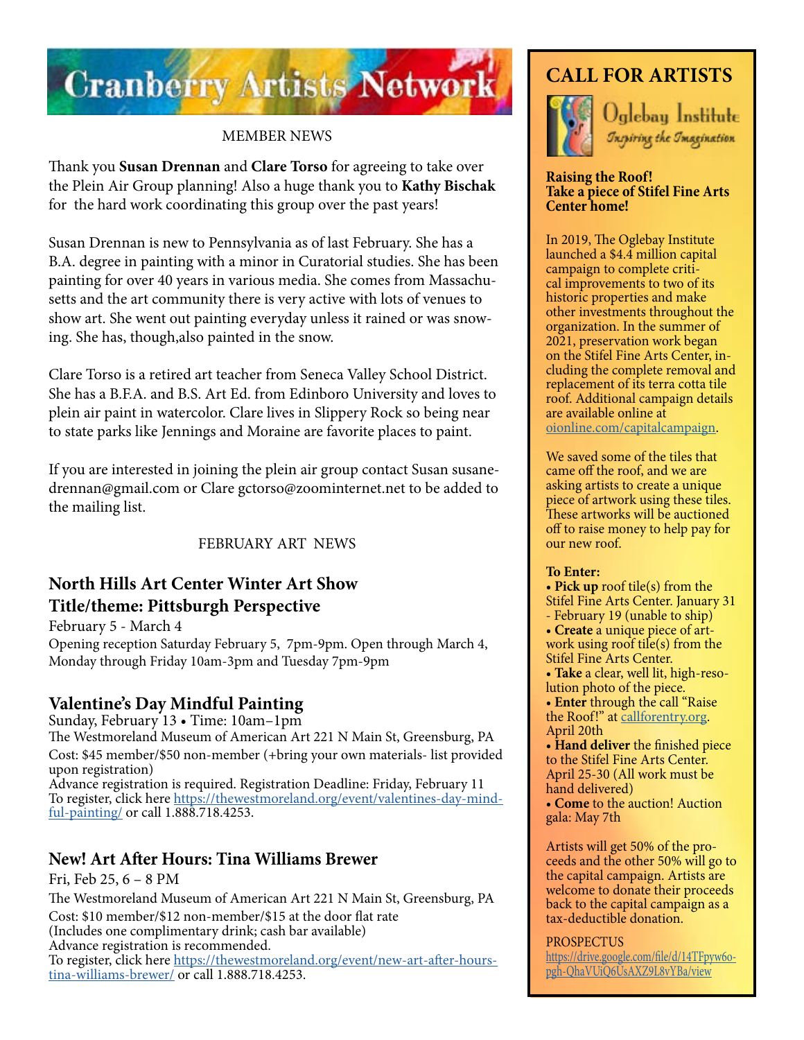# Cranberry Artists Network

MEMBER NEWS

Thank you **Susan Drennan** and **Clare Torso** for agreeing to take over the Plein Air Group planning! Also a huge thank you to **Kathy Bischak** for the hard work coordinating this group over the past years!

Susan Drennan is new to Pennsylvania as of last February. She has a B.A. degree in painting with a minor in Curatorial studies. She has been painting for over 40 years in various media. She comes from Massachusetts and the art community there is very active with lots of venues to show art. She went out painting everyday unless it rained or was snowing. She has, though,also painted in the snow.

Clare Torso is a retired art teacher from Seneca Valley School District. She has a B.F.A. and B.S. Art Ed. from Edinboro University and loves to plein air paint in watercolor. Clare lives in Slippery Rock so being near to state parks like Jennings and Moraine are favorite places to paint.

If you are interested in joining the plein air group contact Susan susanedrennan@gmail.com or Clare gctorso@zoominternet.net to be added to the mailing list.

FEBRUARY ART NEWS

## North Hills Art Center Winter Art Show
## Title/theme: Pittsburgh Perspective

February 5 - March 4

Opening reception Saturday February 5, 7pm-9pm. Open through March 4, Monday through Friday 10am-3pm and Tuesday 7pm-9pm

## Valentine's Day Mindful Painting

Sunday, February 13 • Time: 10am–1pm

The Westmoreland Museum of American Art 221 N Main St, Greensburg, PA

Cost: $45 member/$50 non-member (+bring your own materials- list provided upon registration)

Advance registration is required. Registration Deadline: Friday, February 11

To register, click here https://thewestmoreland.org/event/valentines-day-mindful-painting/ or call 1.888.718.4253.

## New! Art After Hours: Tina Williams Brewer

Fri, Feb 25, 6 – 8 PM

The Westmoreland Museum of American Art 221 N Main St, Greensburg, PA

Cost: $10 member/$12 non-member/$15 at the door flat rate

(Includes one complimentary drink; cash bar available)

Advance registration is recommended.

To register, click here https://thewestmoreland.org/event/new-art-after-hours-tina-williams-brewer/ or call 1.888.718.4253.

## CALL FOR ARTISTS

Oglebay Institute
*Inspiring the Imagination*

**Raising the Roof!**
**Take a piece of Stifel Fine Arts Center home!**

In 2019, The Oglebay Institute launched a $4.4 million capital campaign to complete critical improvements to two of its historic properties and make other investments throughout the organization. In the summer of 2021, preservation work began on the Stifel Fine Arts Center, including the complete removal and replacement of its terra cotta tile roof. Additional campaign details are available online at oionline.com/capitalcampaign.

We saved some of the tiles that came off the roof, and we are asking artists to create a unique piece of artwork using these tiles. These artworks will be auctioned off to raise money to help pay for our new roof.

**To Enter:**

- **Pick up** roof tile(s) from the Stifel Fine Arts Center. January 31 - February 19 (unable to ship)
- **Create** a unique piece of artwork using roof tile(s) from the Stifel Fine Arts Center.
- **Take** a clear, well lit, high-resolution photo of the piece.
- **Enter** through the call "Raise the Roof!" at callforentry.org. April 20th
- **Hand deliver** the finished piece to the Stifel Fine Arts Center. April 25-30 (All work must be hand delivered)
- **Come** to the auction! Auction gala: May 7th

Artists will get 50% of the proceeds and the other 50% will go to the capital campaign. Artists are welcome to donate their proceeds back to the capital campaign as a tax-deductible donation.

PROSPECTUS
https://drive.google.com/file/d/14TFpyw6o-pgh-QhaVUiQ6UsAXZ9L8vYBa/view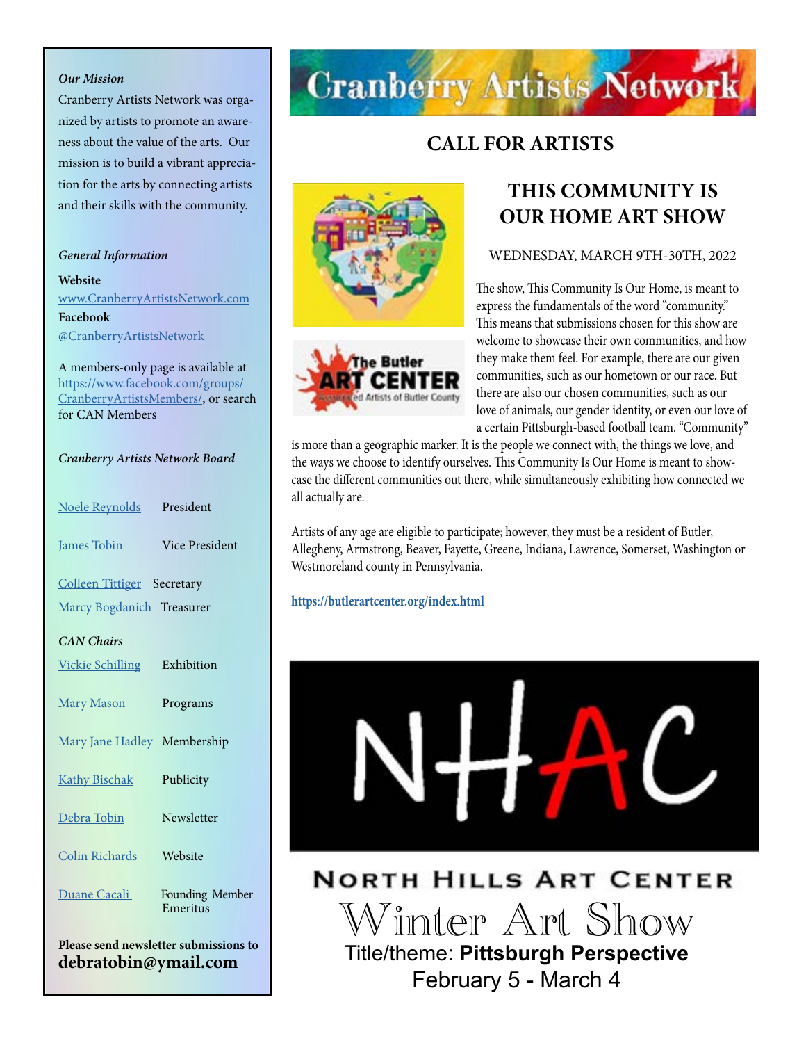*Our Mission*

Cranberry Artists Network was organized by artists to promote an awareness about the value of the arts. Our mission is to build a vibrant appreciation for the arts by connecting artists and their skills with the community.

*General Information*

**Website**
www.CranberryArtistsNetwork.com
**Facebook**
@CranberryArtistsNetwork

A members-only page is available at https://www.facebook.com/groups/CranberryArtistsMembers/, or search for CAN Members

*Cranberry Artists Network Board*

| | |
|---|---|
| Noele Reynolds | President |
| James Tobin | Vice President |
| Colleen Tittiger | Secretary |
| Marcy Bogdanich | Treasurer |

*CAN Chairs*

| | |
|---|---|
| Vickie Schilling | Exhibition |
| Mary Mason | Programs |
| Mary Jane Hadley | Membership |
| Kathy Bischak | Publicity |
| Debra Tobin | Newsletter |
| Colin Richards | Website |
| Duane Cacali | Founding Member Emeritus |

**Please send newsletter submissions to debratobin@ymail.com**

# Cranberry Artists Network

## CALL FOR ARTISTS

The Butler ART CENTER
Associated Artists of Butler County

## THIS COMMUNITY IS OUR HOME ART SHOW

WEDNESDAY, MARCH 9TH-30TH, 2022

The show, This Community Is Our Home, is meant to express the fundamentals of the word "community." This means that submissions chosen for this show are welcome to showcase their own communities, and how they make them feel. For example, there are our given communities, such as our hometown or our race. But there are also our chosen communities, such as our love of animals, our gender identity, or even our love of a certain Pittsburgh-based football team. "Community" is more than a geographic marker. It is the people we connect with, the things we love, and the ways we choose to identify ourselves. This Community Is Our Home is meant to showcase the different communities out there, while simultaneously exhibiting how connected we all actually are.

Artists of any age are eligible to participate; however, they must be a resident of Butler, Allegheny, Armstrong, Beaver, Fayette, Greene, Indiana, Lawrence, Somerset, Washington or Westmoreland county in Pennsylvania.

**https://butlerartcenter.org/index.html**

NHAC

NORTH HILLS ART CENTER

Winter Art Show

Title/theme: **Pittsburgh Perspective**

February 5 - March 4